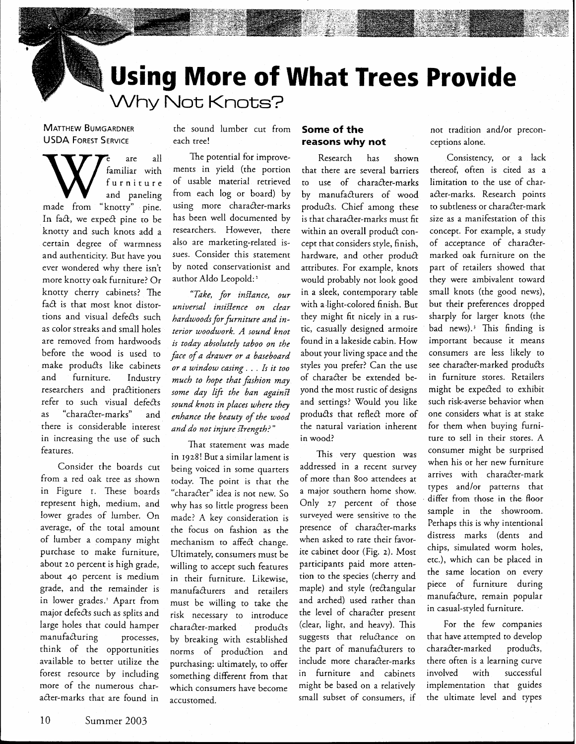# Using More of What Trees Provide

## Why Not Knots?

Matthew Bumgardner
USDA Forest Service

We are all familiar with furniture and paneling made from "knotty" pine. In fact, we expect pine to be knotty and such knots add a certain degree of warmness and authenticity. But have you ever wondered why there isn't more knotty oak furniture? Or knotty cherry cabinets? The fact is that most knot distortions and visual defects such as color streaks and small holes are removed from hardwoods before the wood is used to make products like cabinets and furniture. Industry researchers and practitioners refer to such visual defects as "character-marks" and there is considerable interest in increasing the use of such features.

Consider the boards cut from a red oak tree as shown in Figure 1. These boards represent high, medium, and lower grades of lumber. On average, of the total amount of lumber a company might purchase to make furniture, about 20 percent is high grade, about 40 percent is medium grade, and the remainder is in lower grades.[1] Apart from major defects such as splits and large holes that could hamper manufacturing processes, think of the opportunities available to better utilize the forest resource by including more of the numerous character-marks that are found in the sound lumber cut from each tree!

The potential for improvements in yield (the portion of usable material retrieved from each log or board) by using more character-marks has been well documented by researchers. However, there also are marketing-related issues. Consider this statement by noted conservationist and author Aldo Leopold:[2]

> *"Take, for instance, our universal insistence on clear hardwoods for furniture and interior woodwork. A sound knot is today absolutely taboo on the face of a drawer or a baseboard or a window casing . . . Is it too much to hope that fashion may some day lift the ban against sound knots in places where they enhance the beauty of the wood and do not injure strength?"*

That statement was made in 1928! But a similar lament is being voiced in some quarters today. The point is that the "character" idea is not new. So why has so little progress been made? A key consideration is the focus on fashion as the mechanism to affect change. Ultimately, consumers must be willing to accept such features in their furniture. Likewise, manufacturers and retailers must be willing to take the risk necessary to introduce character-marked products by breaking with established norms of production and purchasing: ultimately, to offer something different from that which consumers have become accustomed.

### Some of the reasons why not

Research has shown that there are several barriers to use of character-marks by manufacturers of wood products. Chief among these is that character-marks must fit within an overall product concept that considers style, finish, hardware, and other product attributes. For example, knots would probably not look good in a sleek, contemporary table with a light-colored finish. But they might fit nicely in a rustic, casually designed armoire found in a lakeside cabin. How about your living space and the styles you prefer? Can the use of character be extended beyond the most rustic of designs and settings? Would you like products that reflect more of the natural variation inherent in wood?

This very question was addressed in a recent survey of more than 800 attendees at a major southern home show. Only 27 percent of those surveyed were sensitive to the presence of character-marks when asked to rate their favorite cabinet door (Fig. 2). Most participants paid more attention to the species (cherry and maple) and style (rectangular and arched) used rather than the level of character present (clear, light, and heavy). This suggests that reluctance on the part of manufacturers to include more character-marks in furniture and cabinets might be based on a relatively small subset of consumers, if not tradition and/or preconceptions alone.

Consistency, or a lack thereof, often is cited as a limitation to the use of character-marks. Research points to subtleness or character-mark size as a manifestation of this concept. For example, a study of acceptance of character-marked oak furniture on the part of retailers showed that they were ambivalent toward small knots (the good news), but their preferences dropped sharply for larger knots (the bad news).[3] This finding is important because it means consumers are less likely to see character-marked products in furniture stores. Retailers might be expected to exhibit such risk-averse behavior when one considers what is at stake for them when buying furniture to sell in their stores. A consumer might be surprised when his or her new furniture arrives with character-mark types and/or patterns that differ from those in the floor sample in the showroom. Perhaps this is why intentional distress marks (dents and chips, simulated worm holes, etc.), which can be placed in the same location on every piece of furniture during manufacture, remain popular in casual-styled furniture.

For the few companies that have attempted to develop character-marked products, there often is a learning curve involved with successful implementation that guides the ultimate level and types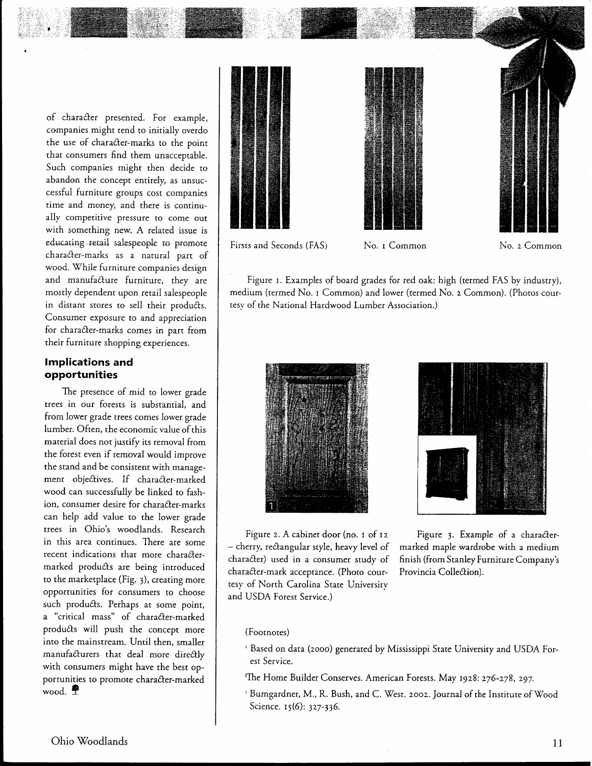of character presented. For example, companies might tend to initially overdo the use of character-marks to the point that consumers find them unacceptable. Such companies might then decide to abandon the concept entirely, as unsuccessful furniture groups cost companies time and money, and there is continually competitive pressure to come out with something new. A related issue is educating retail salespeople to promote character-marks as a natural part of wood. While furniture companies design and manufacture furniture, they are mostly dependent upon retail salespeople in distant stores to sell their products. Consumer exposure to and appreciation for character-marks comes in part from their furniture shopping experiences.

## Implications and opportunities

The presence of mid to lower grade trees in our forests is substantial, and from lower grade trees comes lower grade lumber. Often, the economic value of this material does not justify its removal from the forest even if removal would improve the stand and be consistent with management objectives. If character-marked wood can successfully be linked to fashion, consumer desire for character-marks can help add value to the lower grade trees in Ohio's woodlands. Research in this area continues. There are some recent indications that more character-marked products are being introduced to the marketplace (Fig. 3), creating more opportunities for consumers to choose such products. Perhaps at some point, a "critical mass" of character-marked products will push the concept more into the mainstream. Until then, smaller manufacturers that deal more directly with consumers might have the best opportunities to promote character-marked wood.

Firsts and Seconds (FAS) — No. 1 Common — No. 2 Common

Figure 1. Examples of board grades for red oak: high (termed FAS by industry), medium (termed No. 1 Common) and lower (termed No. 2 Common). (Photos courtesy of the National Hardwood Lumber Association.)

Figure 2. A cabinet door (no. 1 of 12 – cherry, rectangular style, heavy level of character) used in a consumer study of character-mark acceptance. (Photo courtesy of North Carolina State University and USDA Forest Service.)

Figure 3. Example of a character-marked maple wardrobe with a medium finish (from Stanley Furniture Company's Provincia Collection).

(Footnotes)

[1] Based on data (2000) generated by Mississippi State University and USDA Forest Service.

[2] The Home Builder Conserves. American Forests. May 1928: 276-278, 297.

[3] Bumgardner, M., R. Bush, and C. West. 2002. Journal of the Institute of Wood Science. 15(6): 327-336.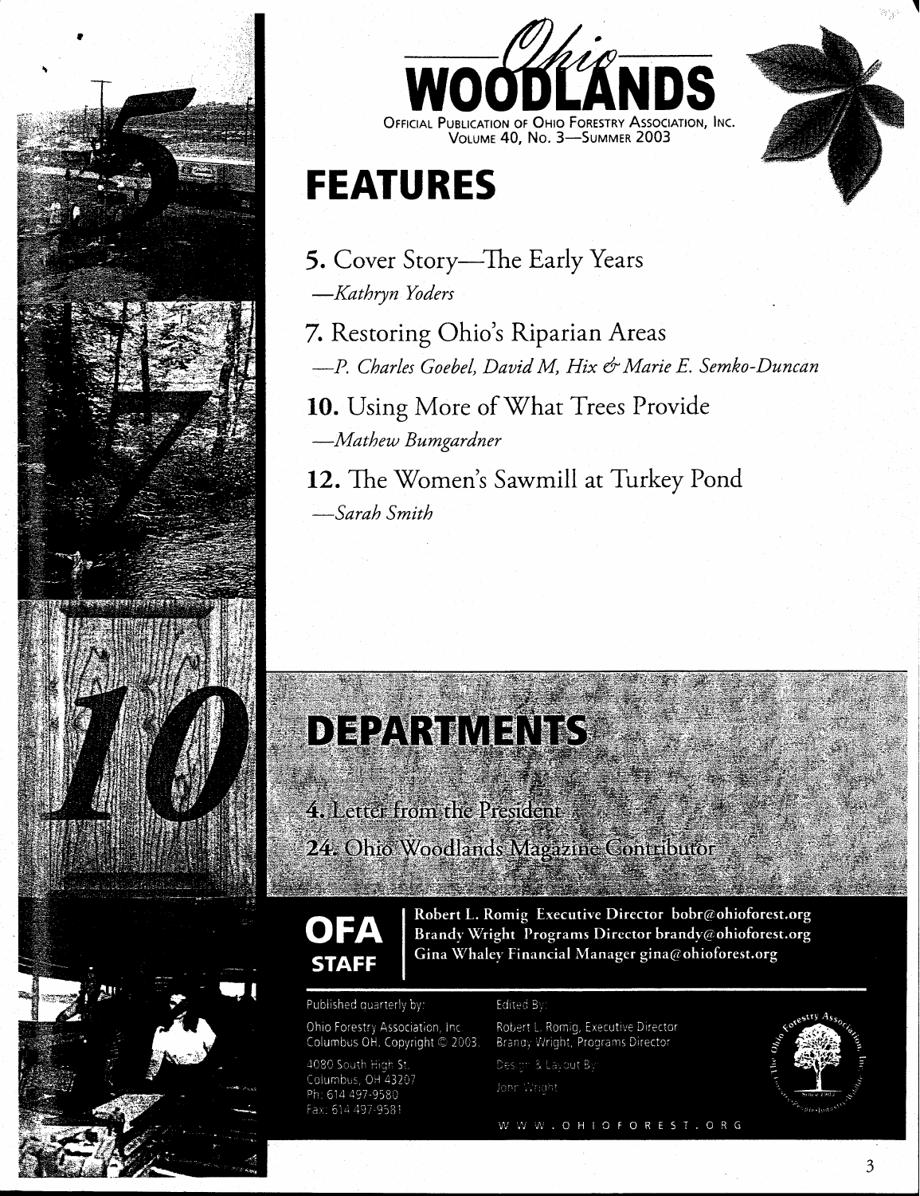# Ohio WOODLANDS

OFFICIAL PUBLICATION OF OHIO FORESTRY ASSOCIATION, INC.
VOLUME 40, NO. 3—SUMMER 2003

## FEATURES

**5.** Cover Story—The Early Years
—*Kathryn Yoders*

**7.** Restoring Ohio's Riparian Areas
—*P. Charles Goebel, David M, Hix & Marie E. Semko-Duncan*

**10.** Using More of What Trees Provide
—*Mathew Bumgardner*

**12.** The Women's Sawmill at Turkey Pond
—*Sarah Smith*

## DEPARTMENTS

4. Letter from the President

24. Ohio Woodlands Magazine Contributor

## OFA STAFF

**Robert L. Romig** Executive Director bobr@ohioforest.org
**Brandy Wright** Programs Director brandy@ohioforest.org
**Gina Whaley** Financial Manager gina@ohioforest.org

Published quarterly by:
Ohio Forestry Association, Inc.
Columbus OH. Copyright © 2003.
4080 South High St.
Columbus, OH 43207
Ph: 614 497-9580
Fax: 614 497-9581

Edited By:
Robert L. Romig, Executive Director
Brandy Wright, Programs Director

Design & Layout By:
John Wright

WWW.OHIOFOREST.ORG